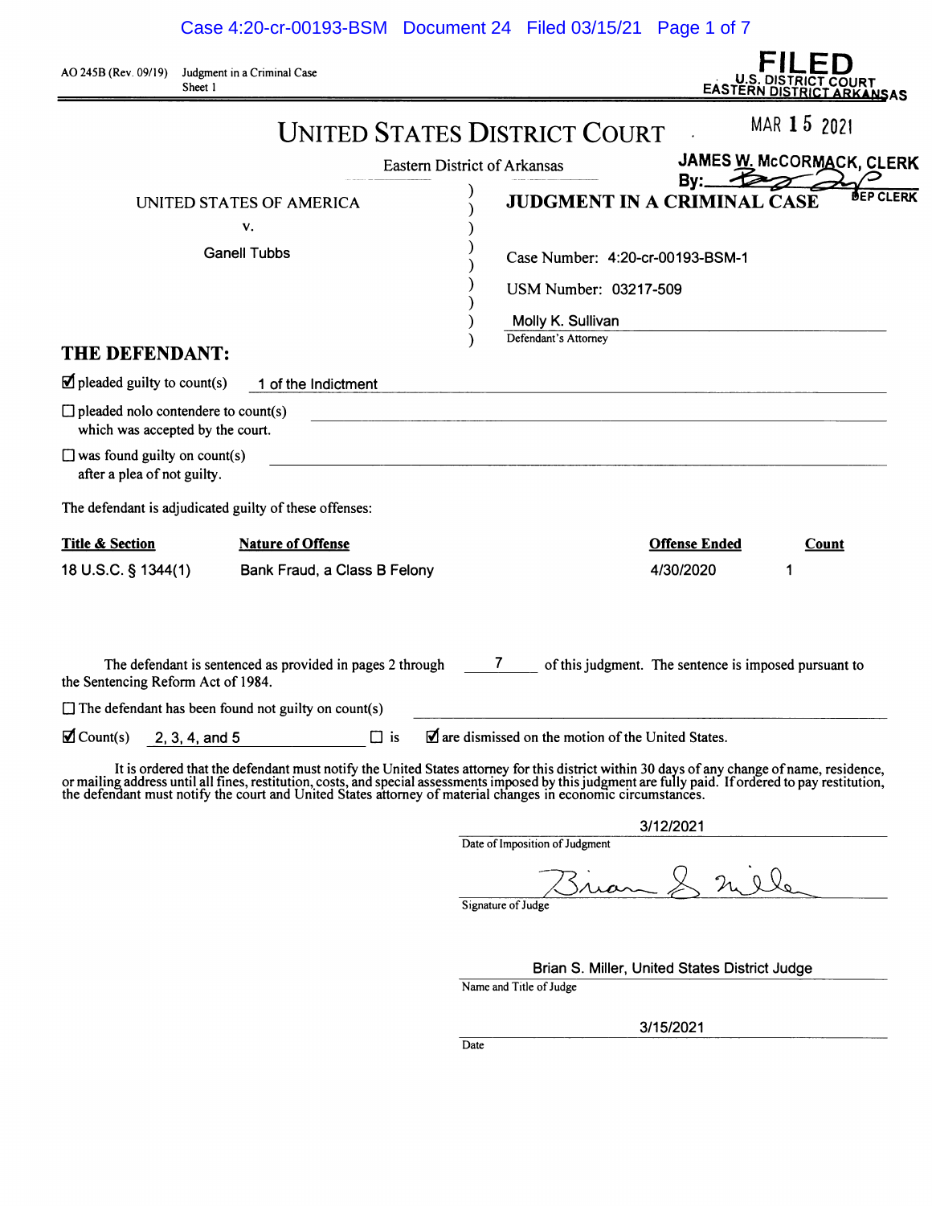AO 245B (Rev. 09/19) Judgment in a Criminal Case
Sheet 1

**FILED**
U.S. DISTRICT COURT
EASTERN DISTRICT ARKANSAS

MAR 15 2021

JAMES W. McCORMACK, CLERK
By: ______ DEP CLERK

# UNITED STATES DISTRICT COURT

Eastern District of Arkansas

UNITED STATES OF AMERICA
v.
Ganell Tubbs

**JUDGMENT IN A CRIMINAL CASE**

Case Number: 4:20-cr-00193-BSM-1

USM Number: 03217-509

Molly K. Sullivan
Defendant's Attorney

## THE DEFENDANT:

☑ pleaded guilty to count(s) 1 of the Indictment

☐ pleaded nolo contendere to count(s) ______ which was accepted by the court.

☐ was found guilty on count(s) ______ after a plea of not guilty.

The defendant is adjudicated guilty of these offenses:

| Title & Section | Nature of Offense | Offense Ended | Count |
|---|---|---|---|
| 18 U.S.C. § 1344(1) | Bank Fraud, a Class B Felony | 4/30/2020 | 1 |

The defendant is sentenced as provided in pages 2 through 7 of this judgment. The sentence is imposed pursuant to the Sentencing Reform Act of 1984.

☐ The defendant has been found not guilty on count(s) ______

☑ Count(s) 2, 3, 4, and 5 ☐ is ☑ are dismissed on the motion of the United States.

It is ordered that the defendant must notify the United States attorney for this district within 30 days of any change of name, residence, or mailing address until all fines, restitution, costs, and special assessments imposed by this judgment are fully paid. If ordered to pay restitution, the defendant must notify the court and United States attorney of material changes in economic circumstances.

3/12/2021
Date of Imposition of Judgment

Signature of Judge

Brian S. Miller, United States District Judge
Name and Title of Judge

3/15/2021
Date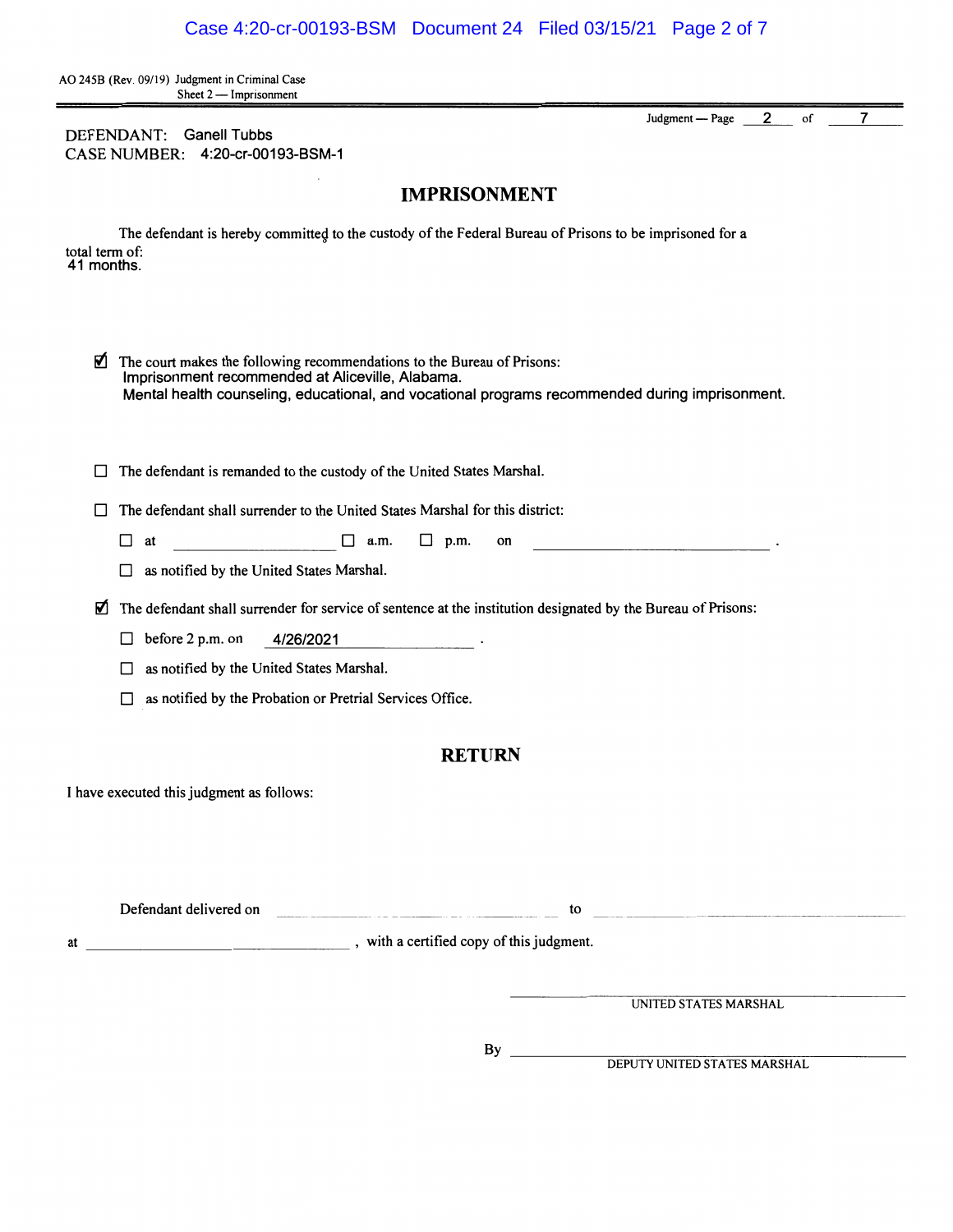AO 245B (Rev. 09/19) Judgment in Criminal Case
Sheet 2 — Imprisonment

Judgment — Page 2 of 7

DEFENDANT: Ganell Tubbs
CASE NUMBER: 4:20-cr-00193-BSM-1

## IMPRISONMENT

The defendant is hereby committed to the custody of the Federal Bureau of Prisons to be imprisoned for a total term of:
41 months.

☑ The court makes the following recommendations to the Bureau of Prisons:
Imprisonment recommended at Aliceville, Alabama.
Mental health counseling, educational, and vocational programs recommended during imprisonment.

☐ The defendant is remanded to the custody of the United States Marshal.

☐ The defendant shall surrender to the United States Marshal for this district:

- ☐ at ______________ ☐ a.m. ☐ p.m. on ______________ .
- ☐ as notified by the United States Marshal.

☑ The defendant shall surrender for service of sentence at the institution designated by the Bureau of Prisons:

- ☐ before 2 p.m. on 4/26/2021 .
- ☐ as notified by the United States Marshal.
- ☐ as notified by the Probation or Pretrial Services Office.

## RETURN

I have executed this judgment as follows:

Defendant delivered on ______________ to ______________

at ______________ , with a certified copy of this judgment.

______________
UNITED STATES MARSHAL

By ______________
DEPUTY UNITED STATES MARSHAL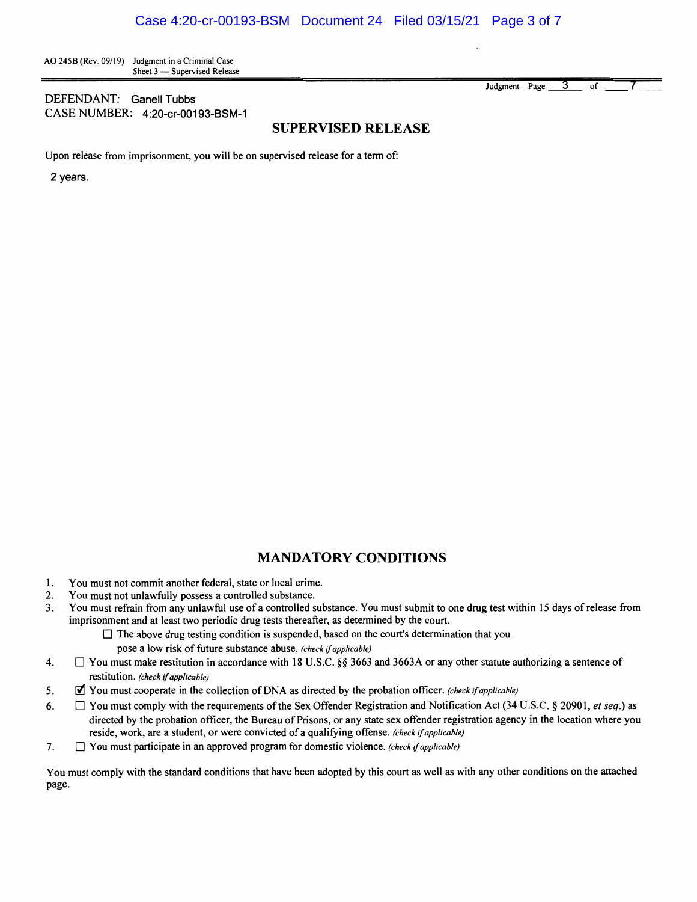AO 245B (Rev. 09/19) Judgment in a Criminal Case
Sheet 3 — Supervised Release

DEFENDANT: Ganell Tubbs
CASE NUMBER: 4:20-cr-00193-BSM-1

## SUPERVISED RELEASE

Upon release from imprisonment, you will be on supervised release for a term of:

2 years.

## MANDATORY CONDITIONS

1. You must not commit another federal, state or local crime.
2. You must not unlawfully possess a controlled substance.
3. You must refrain from any unlawful use of a controlled substance. You must submit to one drug test within 15 days of release from imprisonment and at least two periodic drug tests thereafter, as determined by the court.
   - ☐ The above drug testing condition is suspended, based on the court's determination that you pose a low risk of future substance abuse. *(check if applicable)*
4. ☐ You must make restitution in accordance with 18 U.S.C. §§ 3663 and 3663A or any other statute authorizing a sentence of restitution. *(check if applicable)*
5. ☑ You must cooperate in the collection of DNA as directed by the probation officer. *(check if applicable)*
6. ☐ You must comply with the requirements of the Sex Offender Registration and Notification Act (34 U.S.C. § 20901, *et seq.*) as directed by the probation officer, the Bureau of Prisons, or any state sex offender registration agency in the location where you reside, work, are a student, or were convicted of a qualifying offense. *(check if applicable)*
7. ☐ You must participate in an approved program for domestic violence. *(check if applicable)*

You must comply with the standard conditions that have been adopted by this court as well as with any other conditions on the attached page.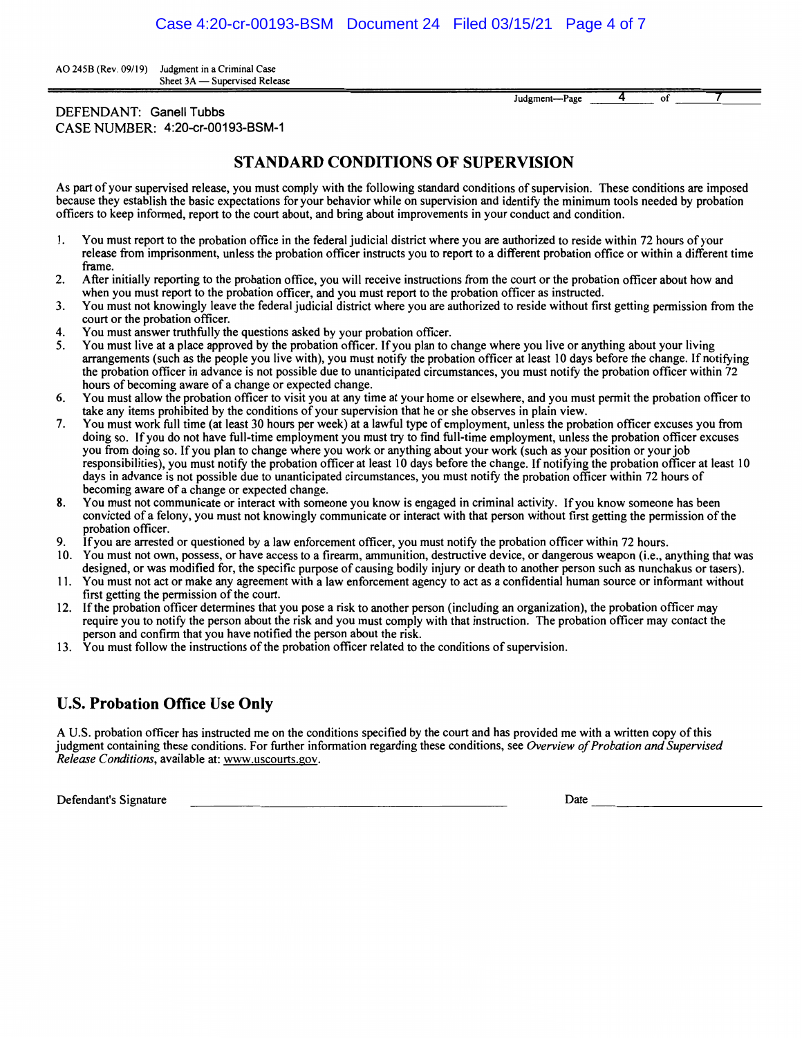AO 245B (Rev. 09/19) Judgment in a Criminal Case
Sheet 3A — Supervised Release

DEFENDANT: Ganell Tubbs
CASE NUMBER: 4:20-cr-00193-BSM-1

## STANDARD CONDITIONS OF SUPERVISION

As part of your supervised release, you must comply with the following standard conditions of supervision. These conditions are imposed because they establish the basic expectations for your behavior while on supervision and identify the minimum tools needed by probation officers to keep informed, report to the court about, and bring about improvements in your conduct and condition.

1. You must report to the probation office in the federal judicial district where you are authorized to reside within 72 hours of your release from imprisonment, unless the probation officer instructs you to report to a different probation office or within a different time frame.
2. After initially reporting to the probation office, you will receive instructions from the court or the probation officer about how and when you must report to the probation officer, and you must report to the probation officer as instructed.
3. You must not knowingly leave the federal judicial district where you are authorized to reside without first getting permission from the court or the probation officer.
4. You must answer truthfully the questions asked by your probation officer.
5. You must live at a place approved by the probation officer. If you plan to change where you live or anything about your living arrangements (such as the people you live with), you must notify the probation officer at least 10 days before the change. If notifying the probation officer in advance is not possible due to unanticipated circumstances, you must notify the probation officer within 72 hours of becoming aware of a change or expected change.
6. You must allow the probation officer to visit you at any time at your home or elsewhere, and you must permit the probation officer to take any items prohibited by the conditions of your supervision that he or she observes in plain view.
7. You must work full time (at least 30 hours per week) at a lawful type of employment, unless the probation officer excuses you from doing so. If you do not have full-time employment you must try to find full-time employment, unless the probation officer excuses you from doing so. If you plan to change where you work or anything about your work (such as your position or your job responsibilities), you must notify the probation officer at least 10 days before the change. If notifying the probation officer at least 10 days in advance is not possible due to unanticipated circumstances, you must notify the probation officer within 72 hours of becoming aware of a change or expected change.
8. You must not communicate or interact with someone you know is engaged in criminal activity. If you know someone has been convicted of a felony, you must not knowingly communicate or interact with that person without first getting the permission of the probation officer.
9. If you are arrested or questioned by a law enforcement officer, you must notify the probation officer within 72 hours.
10. You must not own, possess, or have access to a firearm, ammunition, destructive device, or dangerous weapon (i.e., anything that was designed, or was modified for, the specific purpose of causing bodily injury or death to another person such as nunchakus or tasers).
11. You must not act or make any agreement with a law enforcement agency to act as a confidential human source or informant without first getting the permission of the court.
12. If the probation officer determines that you pose a risk to another person (including an organization), the probation officer may require you to notify the person about the risk and you must comply with that instruction. The probation officer may contact the person and confirm that you have notified the person about the risk.
13. You must follow the instructions of the probation officer related to the conditions of supervision.

## U.S. Probation Office Use Only

A U.S. probation officer has instructed me on the conditions specified by the court and has provided me with a written copy of this judgment containing these conditions. For further information regarding these conditions, see *Overview of Probation and Supervised Release Conditions*, available at: www.uscourts.gov.

Defendant's Signature ______________________________ Date ______________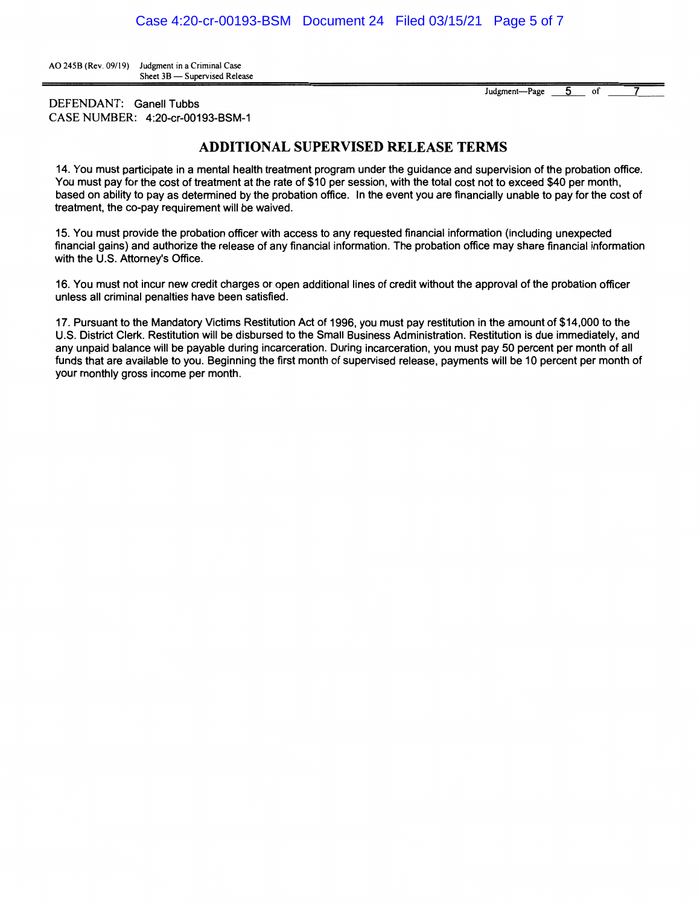AO 245B (Rev. 09/19) Judgment in a Criminal Case
Sheet 3B — Supervised Release

DEFENDANT: Ganell Tubbs
CASE NUMBER: 4:20-cr-00193-BSM-1

## ADDITIONAL SUPERVISED RELEASE TERMS

14. You must participate in a mental health treatment program under the guidance and supervision of the probation office. You must pay for the cost of treatment at the rate of $10 per session, with the total cost not to exceed $40 per month, based on ability to pay as determined by the probation office. In the event you are financially unable to pay for the cost of treatment, the co-pay requirement will be waived.

15. You must provide the probation officer with access to any requested financial information (including unexpected financial gains) and authorize the release of any financial information. The probation office may share financial information with the U.S. Attorney's Office.

16. You must not incur new credit charges or open additional lines of credit without the approval of the probation officer unless all criminal penalties have been satisfied.

17. Pursuant to the Mandatory Victims Restitution Act of 1996, you must pay restitution in the amount of $14,000 to the U.S. District Clerk. Restitution will be disbursed to the Small Business Administration. Restitution is due immediately, and any unpaid balance will be payable during incarceration. During incarceration, you must pay 50 percent per month of all funds that are available to you. Beginning the first month of supervised release, payments will be 10 percent per month of your monthly gross income per month.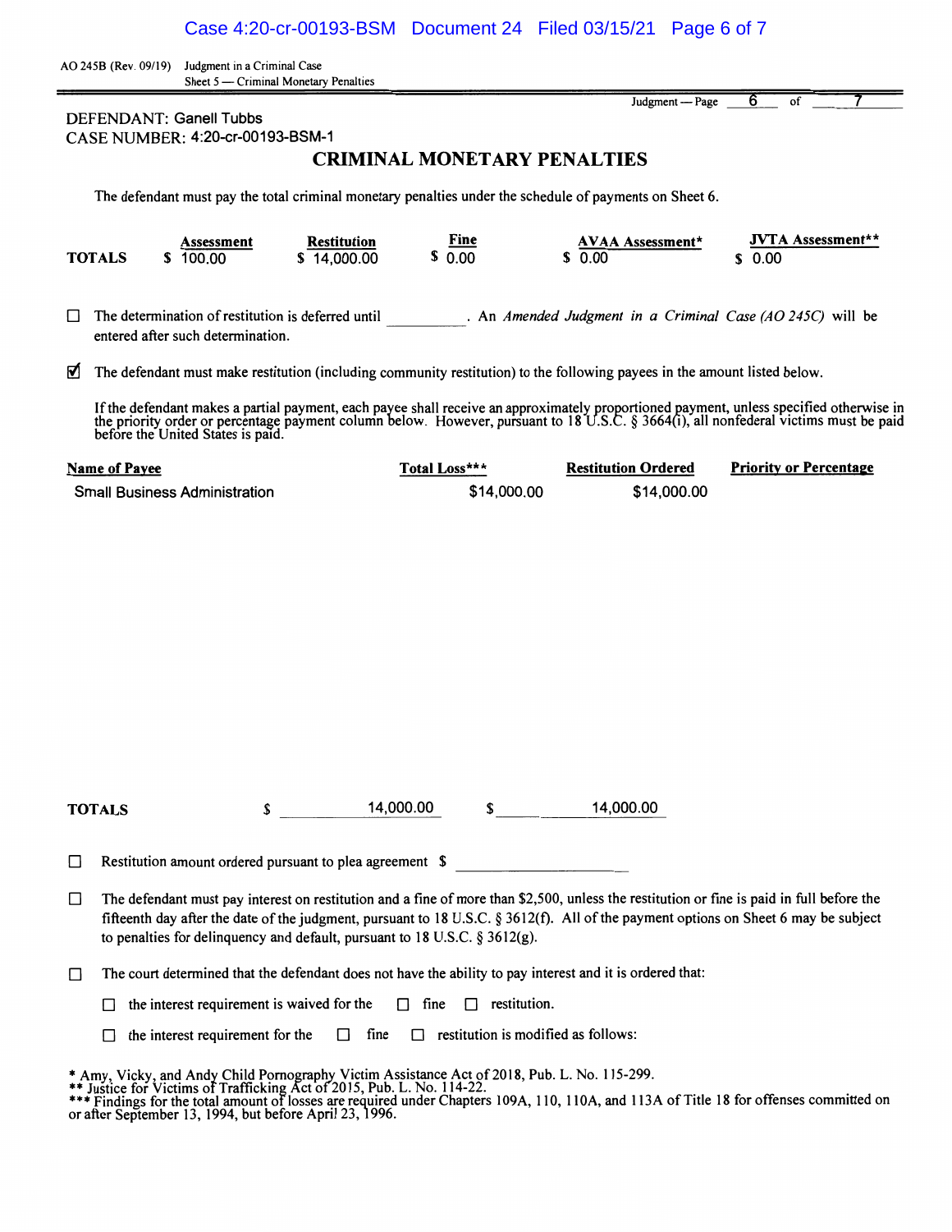AO 245B (Rev. 09/19) Judgment in a Criminal Case
Sheet 5 — Criminal Monetary Penalties

Judgment — Page 6 of 7

DEFENDANT: Ganell Tubbs
CASE NUMBER: 4:20-cr-00193-BSM-1

## CRIMINAL MONETARY PENALTIES

The defendant must pay the total criminal monetary penalties under the schedule of payments on Sheet 6.

| | Assessment | Restitution | Fine | AVAA Assessment* | JVTA Assessment** |
|---|---|---|---|---|---|
| **TOTALS** | $ 100.00 | $ 14,000.00 | $ 0.00 | $ 0.00 | $ 0.00 |

☐ The determination of restitution is deferred until __________. An *Amended Judgment in a Criminal Case (AO 245C)* will be entered after such determination.

☑ The defendant must make restitution (including community restitution) to the following payees in the amount listed below.

If the defendant makes a partial payment, each payee shall receive an approximately proportioned payment, unless specified otherwise in the priority order or percentage payment column below. However, pursuant to 18 U.S.C. § 3664(i), all nonfederal victims must be paid before the United States is paid.

| Name of Payee | Total Loss*** | Restitution Ordered | Priority or Percentage |
|---|---|---|---|
| Small Business Administration | $14,000.00 | $14,000.00 | |
| **TOTALS** | $ 14,000.00 | $ 14,000.00 | |

☐ Restitution amount ordered pursuant to plea agreement $ __________

☐ The defendant must pay interest on restitution and a fine of more than $2,500, unless the restitution or fine is paid in full before the fifteenth day after the date of the judgment, pursuant to 18 U.S.C. § 3612(f). All of the payment options on Sheet 6 may be subject to penalties for delinquency and default, pursuant to 18 U.S.C. § 3612(g).

☐ The court determined that the defendant does not have the ability to pay interest and it is ordered that:

- ☐ the interest requirement is waived for the ☐ fine ☐ restitution.
- ☐ the interest requirement for the ☐ fine ☐ restitution is modified as follows:

\* Amy, Vicky, and Andy Child Pornography Victim Assistance Act of 2018, Pub. L. No. 115-299.
\** Justice for Victims of Trafficking Act of 2015, Pub. L. No. 114-22.
\*** Findings for the total amount of losses are required under Chapters 109A, 110, 110A, and 113A of Title 18 for offenses committed on or after September 13, 1994, but before April 23, 1996.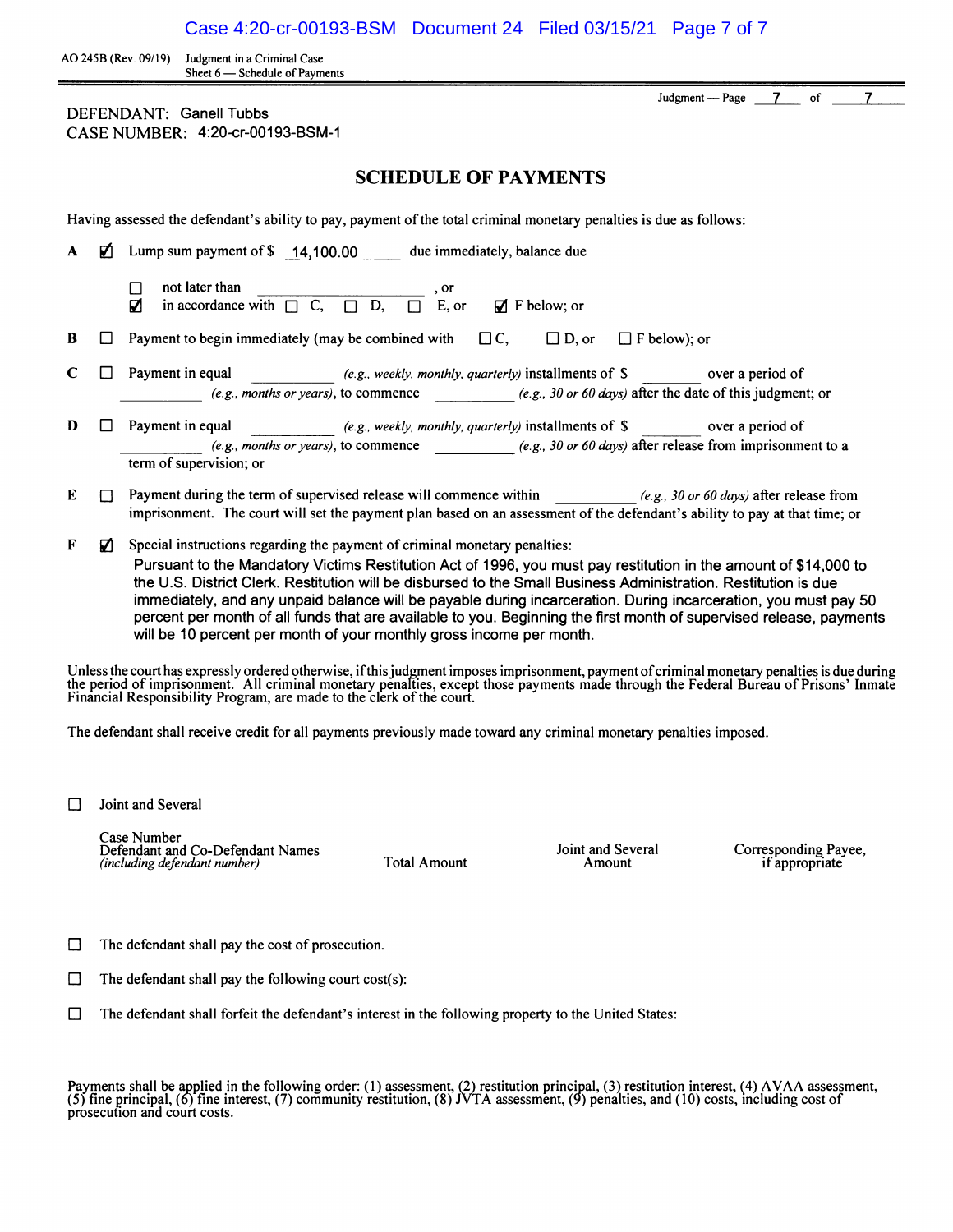AO 245B (Rev. 09/19) Judgment in a Criminal Case
Sheet 6 — Schedule of Payments

Judgment — Page 7 of 7

DEFENDANT: Ganell Tubbs
CASE NUMBER: 4:20-cr-00193-BSM-1

## SCHEDULE OF PAYMENTS

Having assessed the defendant's ability to pay, payment of the total criminal monetary penalties is due as follows:

**A** ☑ Lump sum payment of $ 14,100.00 due immediately, balance due

☐ not later than ______________, or
☑ in accordance with ☐ C, ☐ D, ☐ E, or ☑ F below; or

**B** ☐ Payment to begin immediately (may be combined with ☐ C, ☐ D, or ☐ F below); or

**C** ☐ Payment in equal __________ *(e.g., weekly, monthly, quarterly)* installments of $ ________ over a period of __________ *(e.g., months or years)*, to commence __________ *(e.g., 30 or 60 days)* after the date of this judgment; or

**D** ☐ Payment in equal __________ *(e.g., weekly, monthly, quarterly)* installments of $ ________ over a period of __________ *(e.g., months or years)*, to commence __________ *(e.g., 30 or 60 days)* after release from imprisonment to a term of supervision; or

**E** ☐ Payment during the term of supervised release will commence within __________ *(e.g., 30 or 60 days)* after release from imprisonment. The court will set the payment plan based on an assessment of the defendant's ability to pay at that time; or

**F** ☑ Special instructions regarding the payment of criminal monetary penalties:

Pursuant to the Mandatory Victims Restitution Act of 1996, you must pay restitution in the amount of $14,000 to the U.S. District Clerk. Restitution will be disbursed to the Small Business Administration. Restitution is due immediately, and any unpaid balance will be payable during incarceration. During incarceration, you must pay 50 percent per month of all funds that are available to you. Beginning the first month of supervised release, payments will be 10 percent per month of your monthly gross income per month.

Unless the court has expressly ordered otherwise, if this judgment imposes imprisonment, payment of criminal monetary penalties is due during the period of imprisonment. All criminal monetary penalties, except those payments made through the Federal Bureau of Prisons' Inmate Financial Responsibility Program, are made to the clerk of the court.

The defendant shall receive credit for all payments previously made toward any criminal monetary penalties imposed.

☐ Joint and Several

| Case Number Defendant and Co-Defendant Names *(including defendant number)* | Total Amount | Joint and Several Amount | Corresponding Payee, if appropriate |
|---|---|---|---|

☐ The defendant shall pay the cost of prosecution.

☐ The defendant shall pay the following court cost(s):

☐ The defendant shall forfeit the defendant's interest in the following property to the United States:

Payments shall be applied in the following order: (1) assessment, (2) restitution principal, (3) restitution interest, (4) AVAA assessment, (5) fine principal, (6) fine interest, (7) community restitution, (8) JVTA assessment, (9) penalties, and (10) costs, including cost of prosecution and court costs.